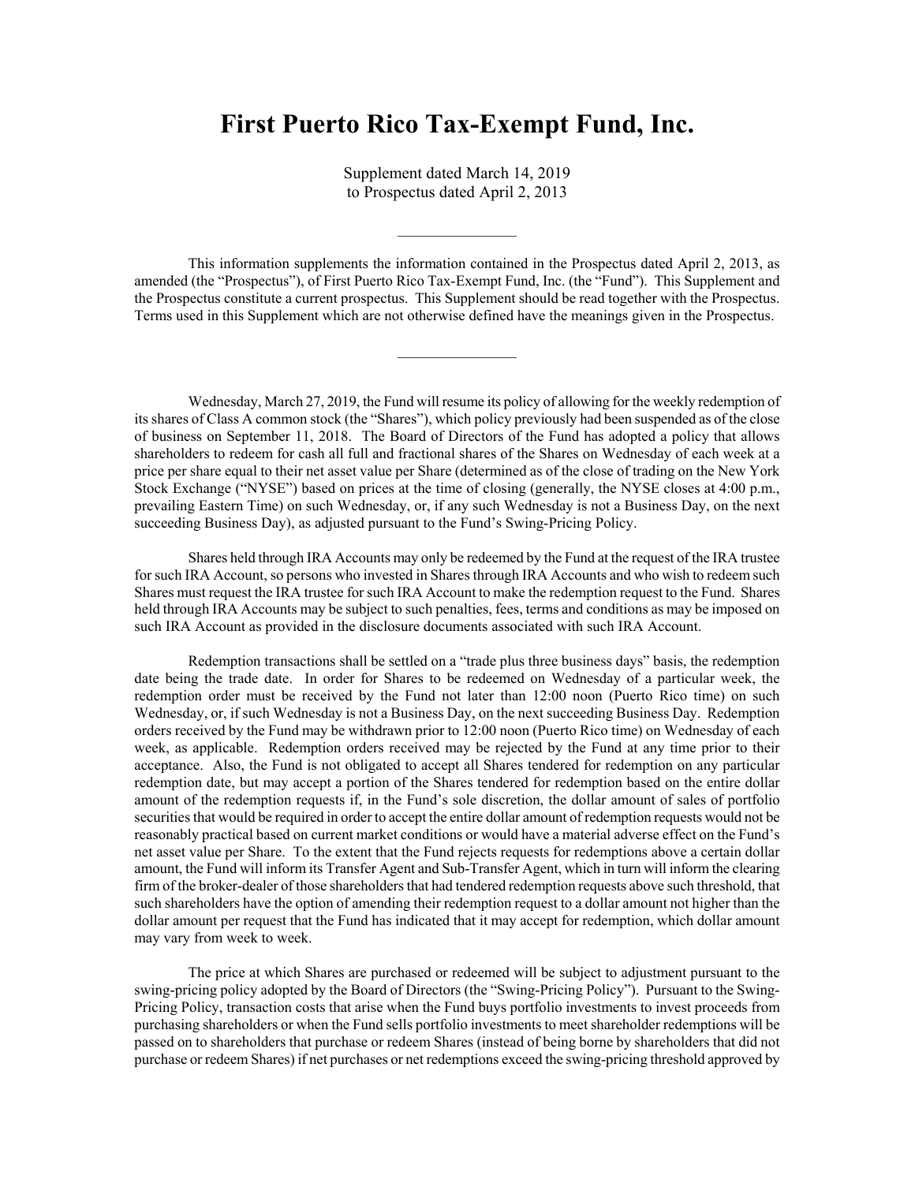# First Puerto Rico Tax-Exempt Fund, Inc.

Supplement dated March 14, 2019
to Prospectus dated April 2, 2013

---

This information supplements the information contained in the Prospectus dated April 2, 2013, as amended (the "Prospectus"), of First Puerto Rico Tax-Exempt Fund, Inc. (the "Fund"). This Supplement and the Prospectus constitute a current prospectus. This Supplement should be read together with the Prospectus. Terms used in this Supplement which are not otherwise defined have the meanings given in the Prospectus.

---

Wednesday, March 27, 2019, the Fund will resume its policy of allowing for the weekly redemption of its shares of Class A common stock (the "Shares"), which policy previously had been suspended as of the close of business on September 11, 2018. The Board of Directors of the Fund has adopted a policy that allows shareholders to redeem for cash all full and fractional shares of the Shares on Wednesday of each week at a price per share equal to their net asset value per Share (determined as of the close of trading on the New York Stock Exchange ("NYSE") based on prices at the time of closing (generally, the NYSE closes at 4:00 p.m., prevailing Eastern Time) on such Wednesday, or, if any such Wednesday is not a Business Day, on the next succeeding Business Day), as adjusted pursuant to the Fund's Swing-Pricing Policy.

Shares held through IRA Accounts may only be redeemed by the Fund at the request of the IRA trustee for such IRA Account, so persons who invested in Shares through IRA Accounts and who wish to redeem such Shares must request the IRA trustee for such IRA Account to make the redemption request to the Fund. Shares held through IRA Accounts may be subject to such penalties, fees, terms and conditions as may be imposed on such IRA Account as provided in the disclosure documents associated with such IRA Account.

Redemption transactions shall be settled on a "trade plus three business days" basis, the redemption date being the trade date. In order for Shares to be redeemed on Wednesday of a particular week, the redemption order must be received by the Fund not later than 12:00 noon (Puerto Rico time) on such Wednesday, or, if such Wednesday is not a Business Day, on the next succeeding Business Day. Redemption orders received by the Fund may be withdrawn prior to 12:00 noon (Puerto Rico time) on Wednesday of each week, as applicable. Redemption orders received may be rejected by the Fund at any time prior to their acceptance. Also, the Fund is not obligated to accept all Shares tendered for redemption on any particular redemption date, but may accept a portion of the Shares tendered for redemption based on the entire dollar amount of the redemption requests if, in the Fund's sole discretion, the dollar amount of sales of portfolio securities that would be required in order to accept the entire dollar amount of redemption requests would not be reasonably practical based on current market conditions or would have a material adverse effect on the Fund's net asset value per Share. To the extent that the Fund rejects requests for redemptions above a certain dollar amount, the Fund will inform its Transfer Agent and Sub-Transfer Agent, which in turn will inform the clearing firm of the broker-dealer of those shareholders that had tendered redemption requests above such threshold, that such shareholders have the option of amending their redemption request to a dollar amount not higher than the dollar amount per request that the Fund has indicated that it may accept for redemption, which dollar amount may vary from week to week.

The price at which Shares are purchased or redeemed will be subject to adjustment pursuant to the swing-pricing policy adopted by the Board of Directors (the "Swing-Pricing Policy"). Pursuant to the Swing-Pricing Policy, transaction costs that arise when the Fund buys portfolio investments to invest proceeds from purchasing shareholders or when the Fund sells portfolio investments to meet shareholder redemptions will be passed on to shareholders that purchase or redeem Shares (instead of being borne by shareholders that did not purchase or redeem Shares) if net purchases or net redemptions exceed the swing-pricing threshold approved by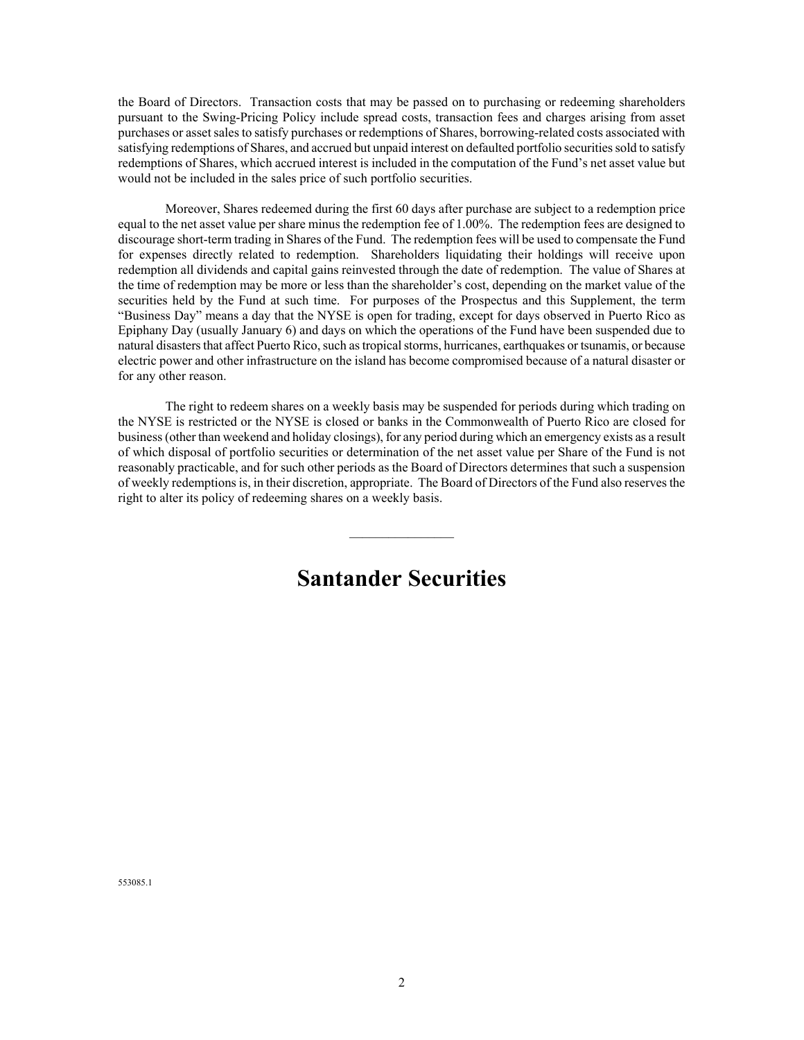the Board of Directors. Transaction costs that may be passed on to purchasing or redeeming shareholders pursuant to the Swing-Pricing Policy include spread costs, transaction fees and charges arising from asset purchases or asset sales to satisfy purchases or redemptions of Shares, borrowing-related costs associated with satisfying redemptions of Shares, and accrued but unpaid interest on defaulted portfolio securities sold to satisfy redemptions of Shares, which accrued interest is included in the computation of the Fund's net asset value but would not be included in the sales price of such portfolio securities.

Moreover, Shares redeemed during the first 60 days after purchase are subject to a redemption price equal to the net asset value per share minus the redemption fee of 1.00%. The redemption fees are designed to discourage short-term trading in Shares of the Fund. The redemption fees will be used to compensate the Fund for expenses directly related to redemption. Shareholders liquidating their holdings will receive upon redemption all dividends and capital gains reinvested through the date of redemption. The value of Shares at the time of redemption may be more or less than the shareholder's cost, depending on the market value of the securities held by the Fund at such time. For purposes of the Prospectus and this Supplement, the term "Business Day" means a day that the NYSE is open for trading, except for days observed in Puerto Rico as Epiphany Day (usually January 6) and days on which the operations of the Fund have been suspended due to natural disasters that affect Puerto Rico, such as tropical storms, hurricanes, earthquakes or tsunamis, or because electric power and other infrastructure on the island has become compromised because of a natural disaster or for any other reason.

The right to redeem shares on a weekly basis may be suspended for periods during which trading on the NYSE is restricted or the NYSE is closed or banks in the Commonwealth of Puerto Rico are closed for business (other than weekend and holiday closings), for any period during which an emergency exists as a result of which disposal of portfolio securities or determination of the net asset value per Share of the Fund is not reasonably practicable, and for such other periods as the Board of Directors determines that such a suspension of weekly redemptions is, in their discretion, appropriate. The Board of Directors of the Fund also reserves the right to alter its policy of redeeming shares on a weekly basis.

---

# Santander Securities

553085.1